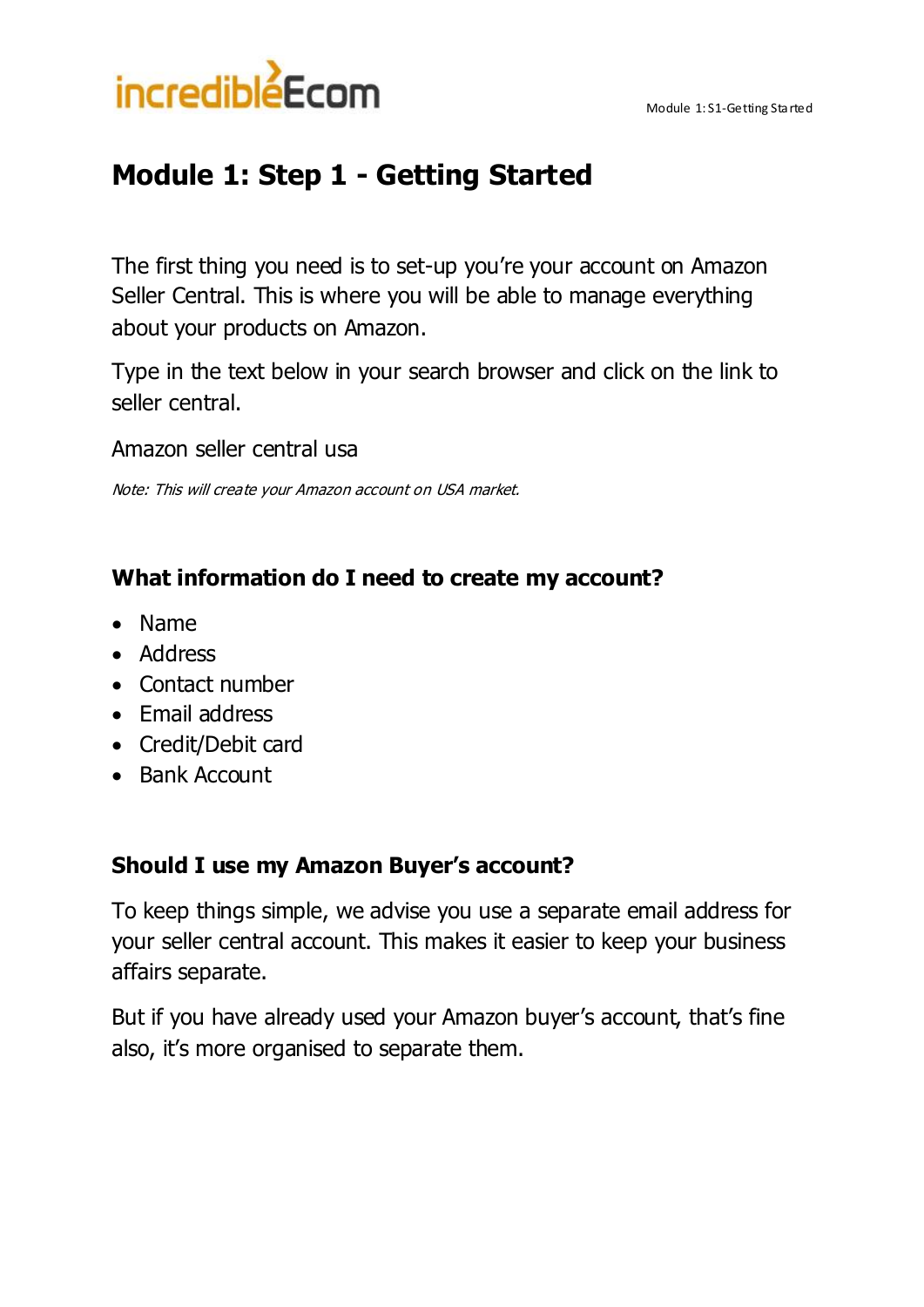# Module 1: Step 1 - Getting Started

The first thing you need is to set-up you're your account on Amazon Seller Central. This is where you will be able to manage everything about your products on Amazon.

Type in the text below in your search browser and click on the link to seller central.

Amazon seller central usa

*Note: This will create your Amazon account on USA market.*

### What information do I need to create my account?

- Name
- Address
- Contact number
- Email address
- Credit/Debit card
- Bank Account

### Should I use my Amazon Buyer's account?

To keep things simple, we advise you use a separate email address for your seller central account. This makes it easier to keep your business affairs separate.

But if you have already used your Amazon buyer's account, that's fine also, it's more organised to separate them.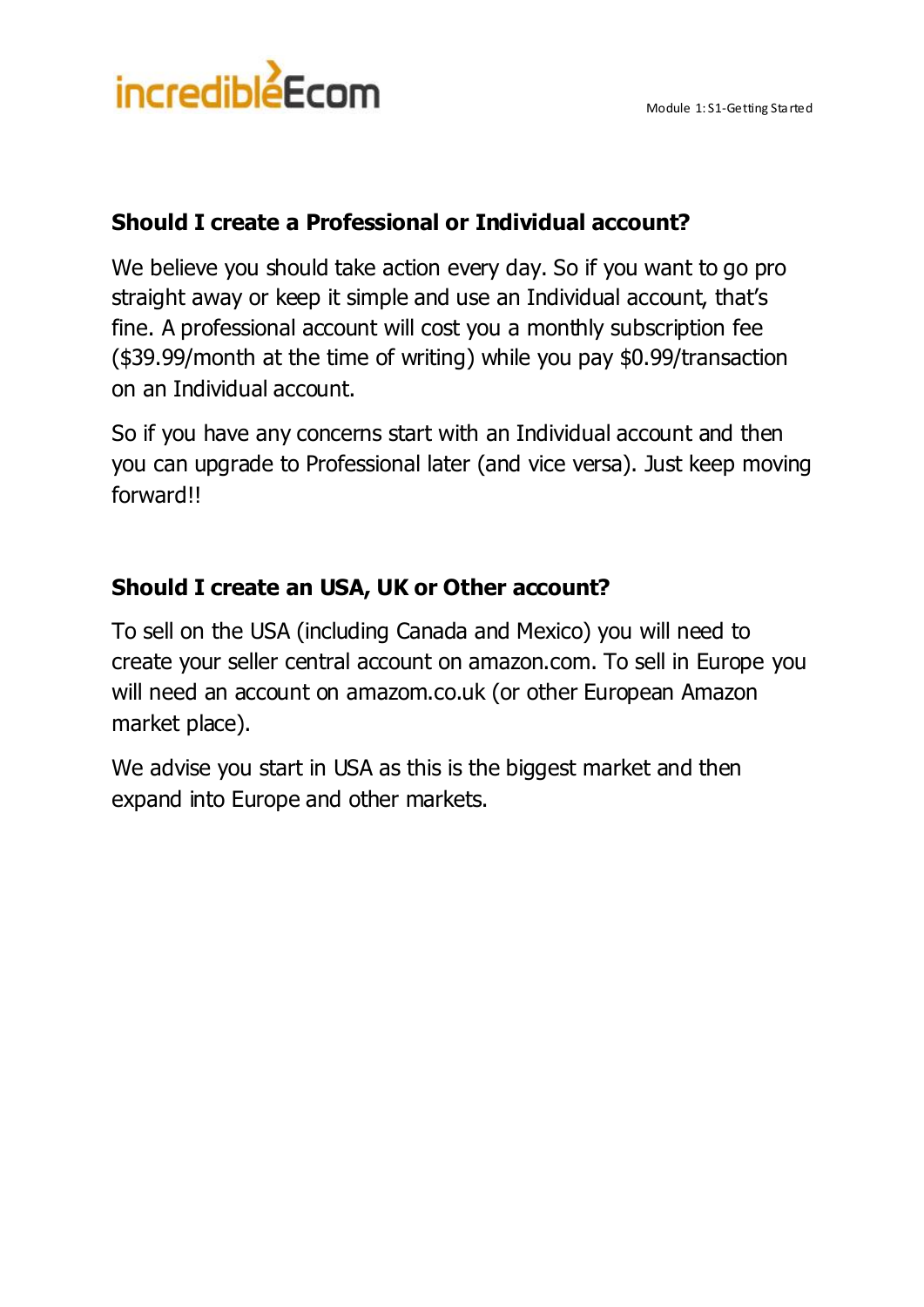## Should I create a Professional or Individual account?

We believe you should take action every day. So if you want to go pro straight away or keep it simple and use an Individual account, that's fine. A professional account will cost you a monthly subscription fee ($39.99/month at the time of writing) while you pay $0.99/transaction on an Individual account.

So if you have any concerns start with an Individual account and then you can upgrade to Professional later (and vice versa). Just keep moving forward!!

## Should I create an USA, UK or Other account?

To sell on the USA (including Canada and Mexico) you will need to create your seller central account on amazon.com. To sell in Europe you will need an account on amazom.co.uk (or other European Amazon market place).

We advise you start in USA as this is the biggest market and then expand into Europe and other markets.